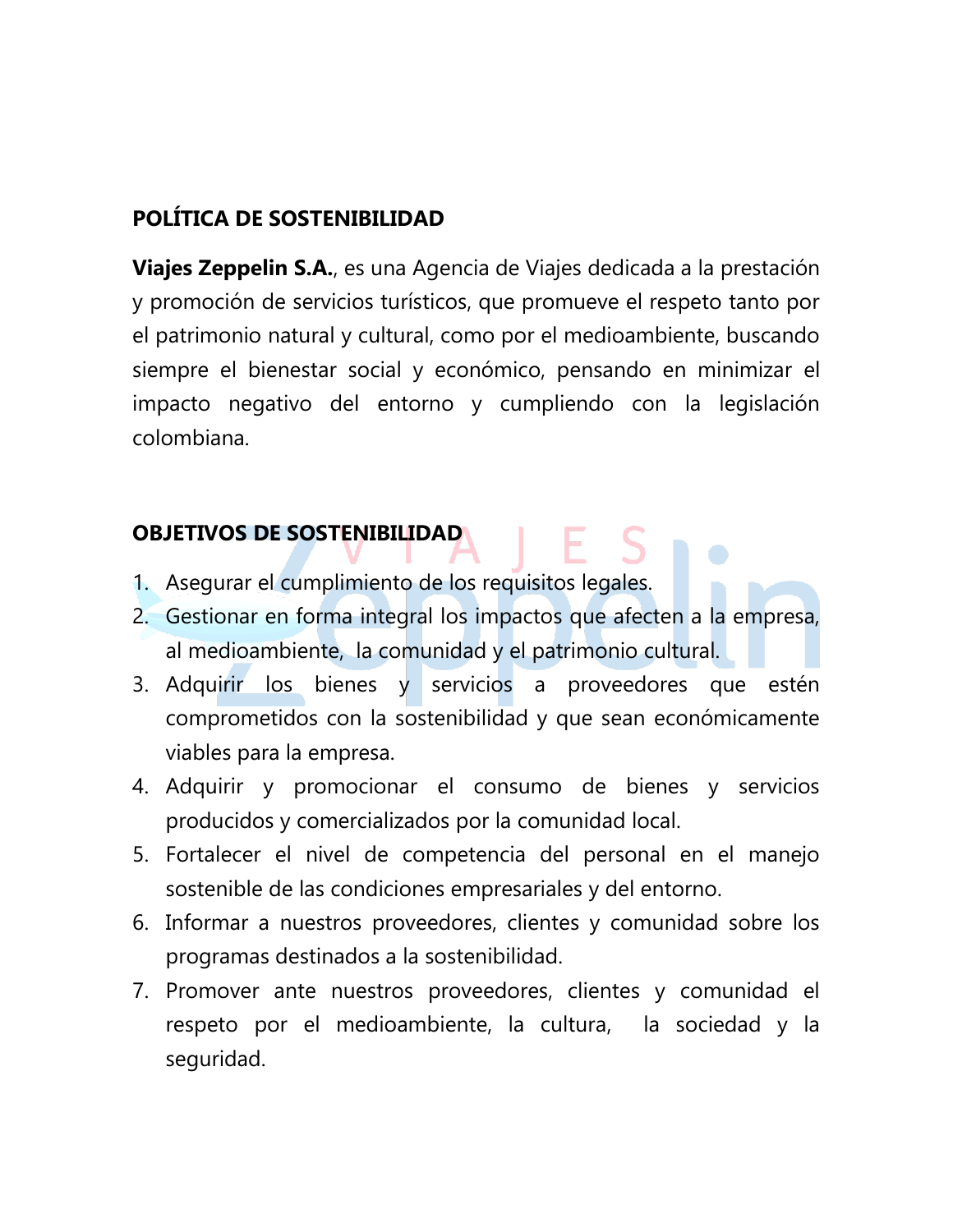## POLÍTICA DE SOSTENIBILIDAD

**Viajes Zeppelin S.A.**, es una Agencia de Viajes dedicada a la prestación y promoción de servicios turísticos, que promueve el respeto tanto por el patrimonio natural y cultural, como por el medioambiente, buscando siempre el bienestar social y económico, pensando en minimizar el impacto negativo del entorno y cumpliendo con la legislación colombiana.

## OBJETIVOS DE SOSTENIBILIDAD

1. Asegurar el cumplimiento de los requisitos legales.
2. Gestionar en forma integral los impactos que afecten a la empresa, al medioambiente, la comunidad y el patrimonio cultural.
3. Adquirir los bienes y servicios a proveedores que estén comprometidos con la sostenibilidad y que sean económicamente viables para la empresa.
4. Adquirir y promocionar el consumo de bienes y servicios producidos y comercializados por la comunidad local.
5. Fortalecer el nivel de competencia del personal en el manejo sostenible de las condiciones empresariales y del entorno.
6. Informar a nuestros proveedores, clientes y comunidad sobre los programas destinados a la sostenibilidad.
7. Promover ante nuestros proveedores, clientes y comunidad el respeto por el medioambiente, la cultura, la sociedad y la seguridad.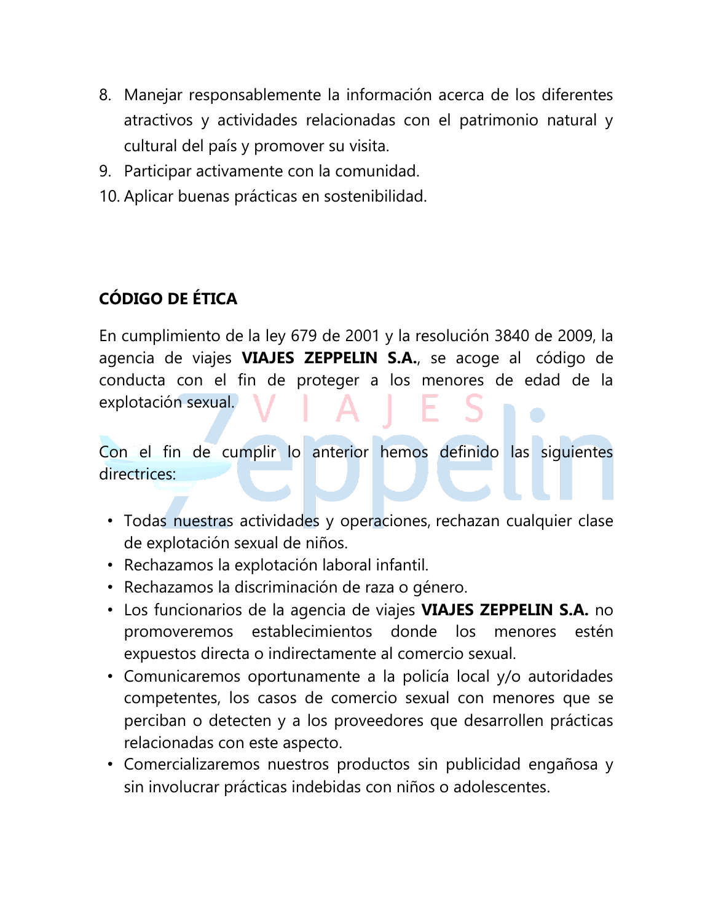8. Manejar responsablemente la información acerca de los diferentes atractivos y actividades relacionadas con el patrimonio natural y cultural del país y promover su visita.
9. Participar activamente con la comunidad.
10. Aplicar buenas prácticas en sostenibilidad.

## CÓDIGO DE ÉTICA

En cumplimiento de la ley 679 de 2001 y la resolución 3840 de 2009, la agencia de viajes **VIAJES ZEPPELIN S.A.**, se acoge al código de conducta con el fin de proteger a los menores de edad de la explotación sexual.

Con el fin de cumplir lo anterior hemos definido las siguientes directrices:

- Todas nuestras actividades y operaciones, rechazan cualquier clase de explotación sexual de niños.
- Rechazamos la explotación laboral infantil.
- Rechazamos la discriminación de raza o género.
- Los funcionarios de la agencia de viajes **VIAJES ZEPPELIN S.A.** no promoveremos establecimientos donde los menores estén expuestos directa o indirectamente al comercio sexual.
- Comunicaremos oportunamente a la policía local y/o autoridades competentes, los casos de comercio sexual con menores que se perciban o detecten y a los proveedores que desarrollen prácticas relacionadas con este aspecto.
- Comercializaremos nuestros productos sin publicidad engañosa y sin involucrar prácticas indebidas con niños o adolescentes.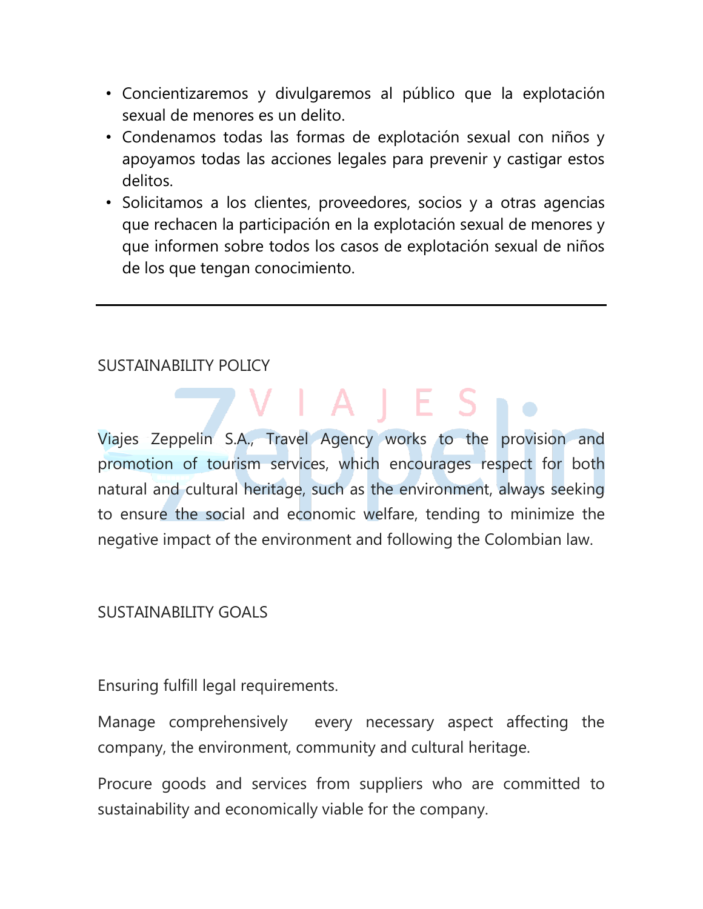- Concientizaremos y divulgaremos al público que la explotación sexual de menores es un delito.
- Condenamos todas las formas de explotación sexual con niños y apoyamos todas las acciones legales para prevenir y castigar estos delitos.
- Solicitamos a los clientes, proveedores, socios y a otras agencias que rechacen la participación en la explotación sexual de menores y que informen sobre todos los casos de explotación sexual de niños de los que tengan conocimiento.

---

## SUSTAINABILITY POLICY

Viajes Zeppelin S.A., Travel Agency works to the provision and promotion of tourism services, which encourages respect for both natural and cultural heritage, such as the environment, always seeking to ensure the social and economic welfare, tending to minimize the negative impact of the environment and following the Colombian law.

## SUSTAINABILITY GOALS

Ensuring fulfill legal requirements.

Manage comprehensively every necessary aspect affecting the company, the environment, community and cultural heritage.

Procure goods and services from suppliers who are committed to sustainability and economically viable for the company.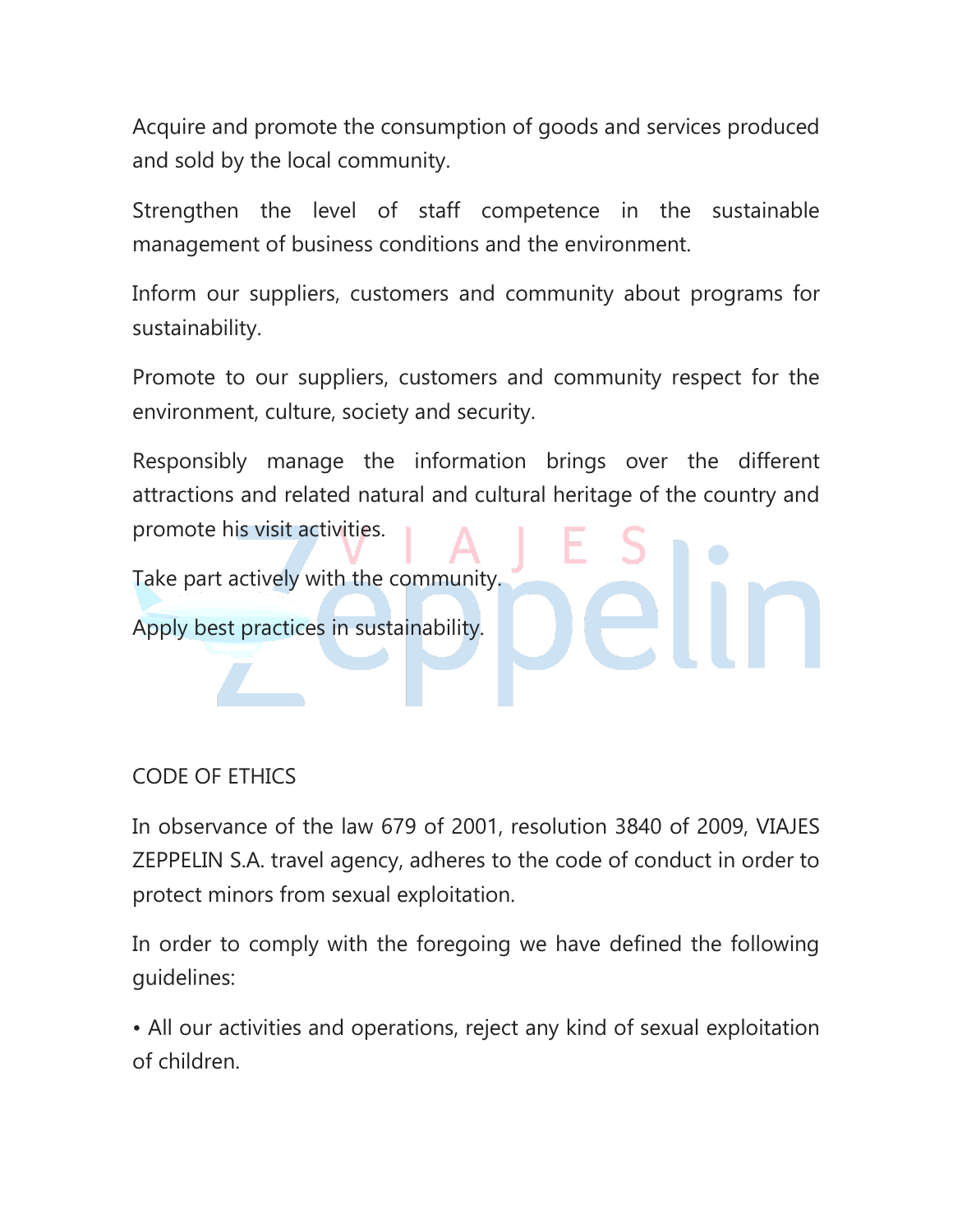Acquire and promote the consumption of goods and services produced and sold by the local community.

Strengthen the level of staff competence in the sustainable management of business conditions and the environment.

Inform our suppliers, customers and community about programs for sustainability.

Promote to our suppliers, customers and community respect for the environment, culture, society and security.

Responsibly manage the information brings over the different attractions and related natural and cultural heritage of the country and promote his visit activities.

Take part actively with the community.

Apply best practices in sustainability.

## CODE OF ETHICS

In observance of the law 679 of 2001, resolution 3840 of 2009, VIAJES ZEPPELIN S.A. travel agency, adheres to the code of conduct in order to protect minors from sexual exploitation.

In order to comply with the foregoing we have defined the following guidelines:

- All our activities and operations, reject any kind of sexual exploitation of children.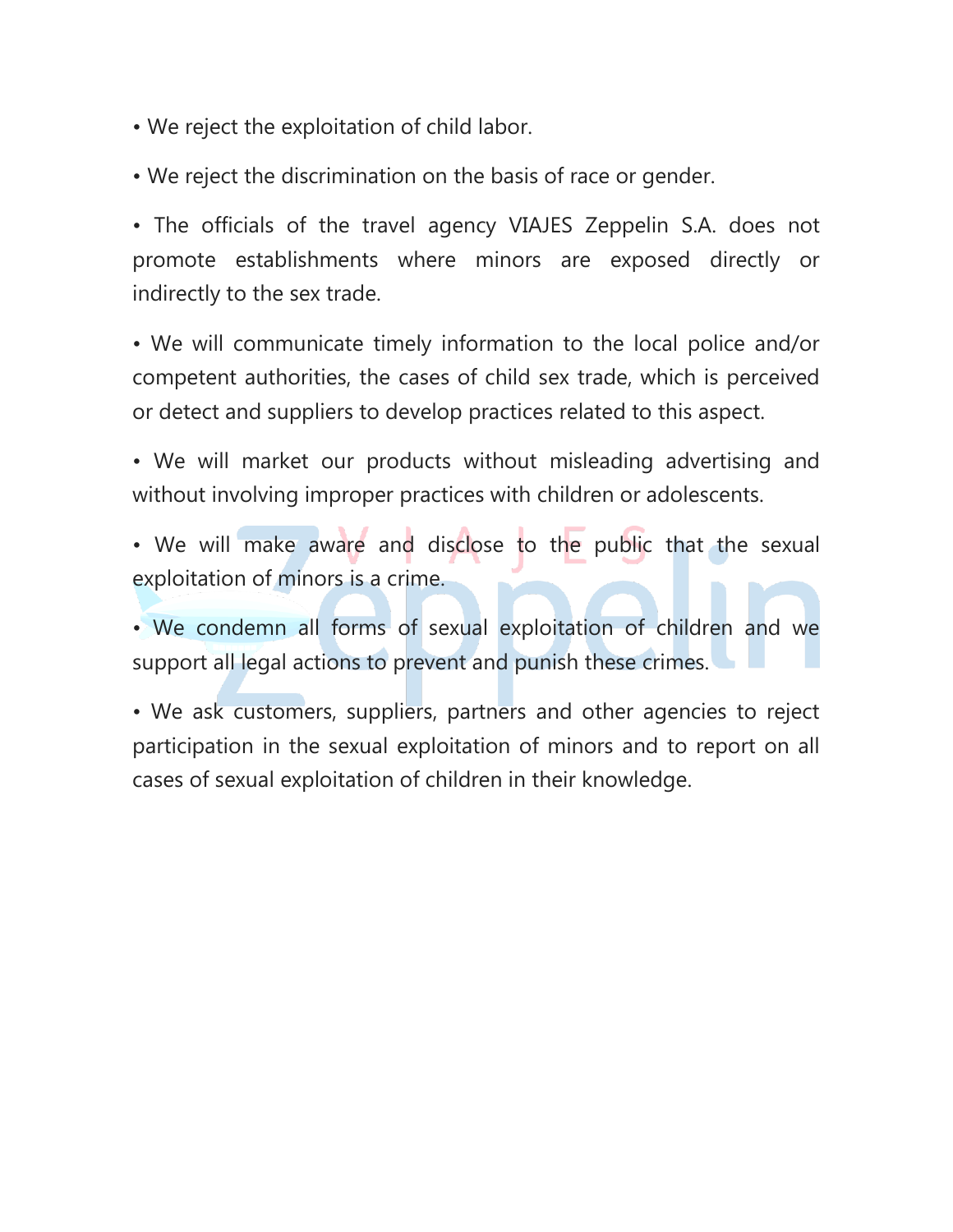- We reject the exploitation of child labor.
- We reject the discrimination on the basis of race or gender.
- The officials of the travel agency VIAJES Zeppelin S.A. does not promote establishments where minors are exposed directly or indirectly to the sex trade.
- We will communicate timely information to the local police and/or competent authorities, the cases of child sex trade, which is perceived or detect and suppliers to develop practices related to this aspect.
- We will market our products without misleading advertising and without involving improper practices with children or adolescents.
- We will make aware and disclose to the public that the sexual exploitation of minors is a crime.
- We condemn all forms of sexual exploitation of children and we support all legal actions to prevent and punish these crimes.
- We ask customers, suppliers, partners and other agencies to reject participation in the sexual exploitation of minors and to report on all cases of sexual exploitation of children in their knowledge.